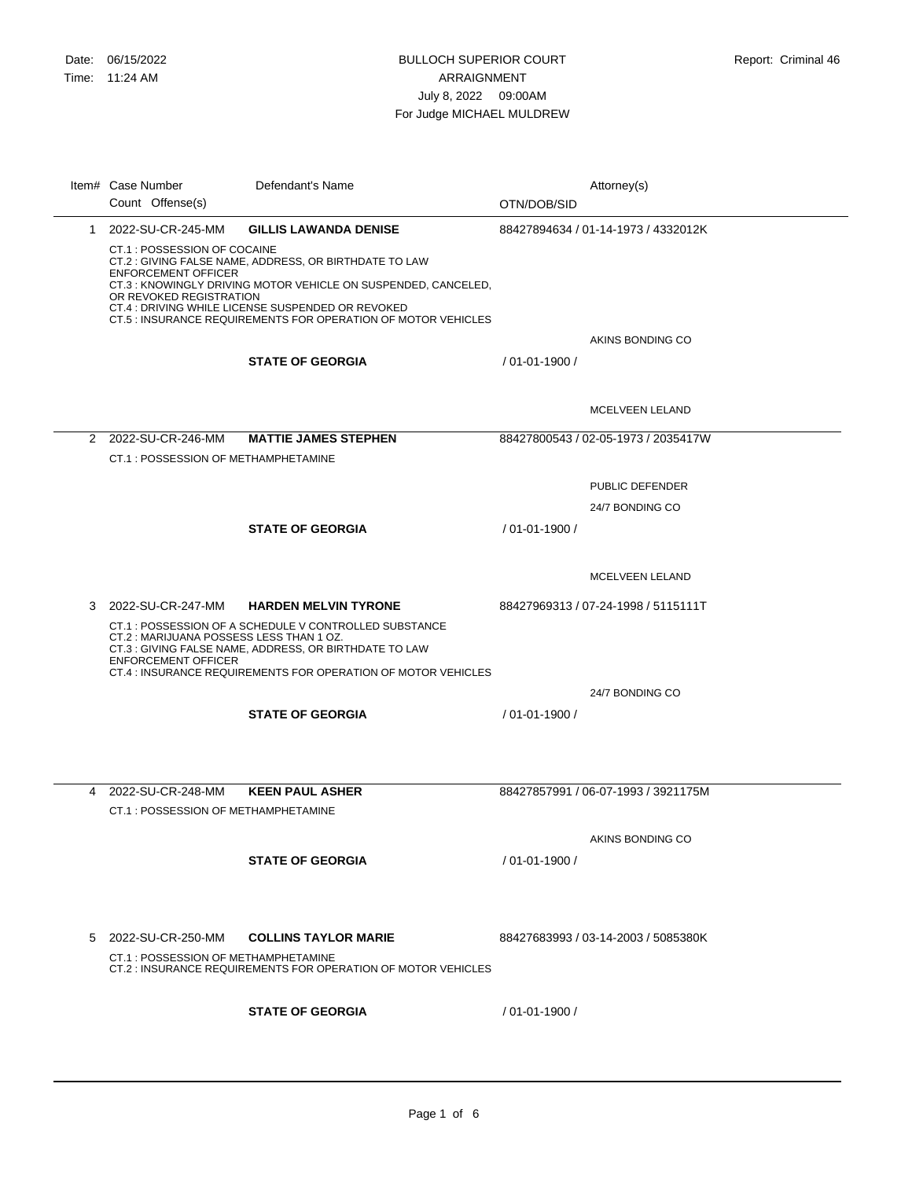Date: 06/15/2022
Time: 11:24 AM

# BULLOCH SUPERIOR COURT
## ARRAIGNMENT
July 8, 2022 09:00AM
For Judge MICHAEL MULDREW

Report: Criminal 46

| Item# | Case Number / Count Offense(s) | Defendant's Name | OTN/DOB/SID | Attorney(s) |
|---|---|---|---|---|
| 1 | 2022-SU-CR-245-MM | **GILLIS LAWANDA DENISE** | 88427894634 / 01-14-1973 / 4332012K | |
| | CT.1 : POSSESSION OF COCAINE<br>CT.2 : GIVING FALSE NAME, ADDRESS, OR BIRTHDATE TO LAW ENFORCEMENT OFFICER<br>CT.3 : KNOWINGLY DRIVING MOTOR VEHICLE ON SUSPENDED, CANCELED, OR REVOKED REGISTRATION<br>CT.4 : DRIVING WHILE LICENSE SUSPENDED OR REVOKED<br>CT.5 : INSURANCE REQUIREMENTS FOR OPERATION OF MOTOR VEHICLES | | | AKINS BONDING CO |
| | | **STATE OF GEORGIA** | / 01-01-1900 / | MCELVEEN LELAND |
| 2 | 2022-SU-CR-246-MM | **MATTIE JAMES STEPHEN** | 88427800543 / 02-05-1973 / 2035417W | |
| | CT.1 : POSSESSION OF METHAMPHETAMINE | | | PUBLIC DEFENDER<br>24/7 BONDING CO |
| | | **STATE OF GEORGIA** | / 01-01-1900 / | MCELVEEN LELAND |
| 3 | 2022-SU-CR-247-MM | **HARDEN MELVIN TYRONE** | 88427969313 / 07-24-1998 / 5115111T | |
| | CT.1 : POSSESSION OF A SCHEDULE V CONTROLLED SUBSTANCE<br>CT.2 : MARIJUANA POSSESS LESS THAN 1 OZ.<br>CT.3 : GIVING FALSE NAME, ADDRESS, OR BIRTHDATE TO LAW ENFORCEMENT OFFICER<br>CT.4 : INSURANCE REQUIREMENTS FOR OPERATION OF MOTOR VEHICLES | | | 24/7 BONDING CO |
| | | **STATE OF GEORGIA** | / 01-01-1900 / | |
| 4 | 2022-SU-CR-248-MM | **KEEN PAUL ASHER** | 88427857991 / 06-07-1993 / 3921175M | |
| | CT.1 : POSSESSION OF METHAMPHETAMINE | | | AKINS BONDING CO |
| | | **STATE OF GEORGIA** | / 01-01-1900 / | |
| 5 | 2022-SU-CR-250-MM | **COLLINS TAYLOR MARIE** | 88427683993 / 03-14-2003 / 5085380K | |
| | CT.1 : POSSESSION OF METHAMPHETAMINE<br>CT.2 : INSURANCE REQUIREMENTS FOR OPERATION OF MOTOR VEHICLES | | | |
| | | **STATE OF GEORGIA** | / 01-01-1900 / | |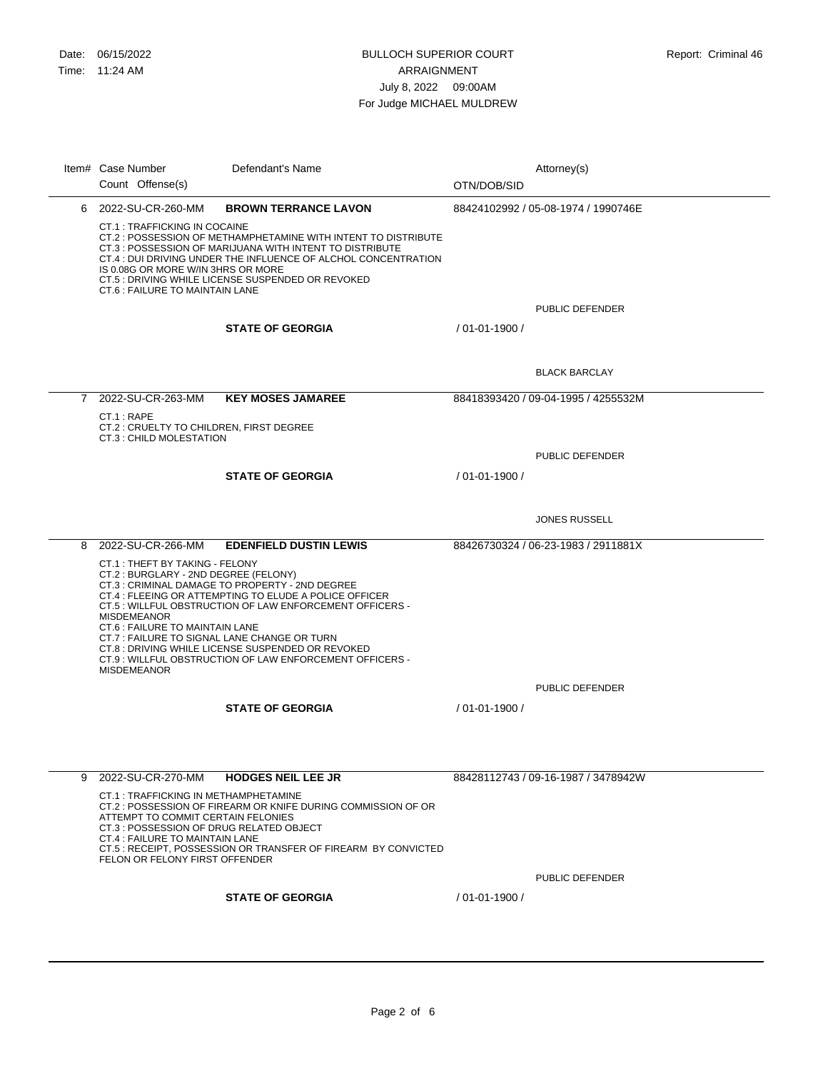Date: 06/15/2022
Time: 11:24 AM

# BULLOCH SUPERIOR COURT

## ARRAIGNMENT

July 8, 2022 09:00AM

For Judge MICHAEL MULDREW

Report: Criminal 46

| Item# | Case Number / Count Offense(s) | Defendant's Name | OTN/DOB/SID | Attorney(s) |
|---|---|---|---|---|
| 6 | 2022-SU-CR-260-MM | **BROWN TERRANCE LAVON** | 88424102992 / 05-08-1974 / 1990746E | |
| | CT.1 : TRAFFICKING IN COCAINE<br>CT.2 : POSSESSION OF METHAMPHETAMINE WITH INTENT TO DISTRIBUTE<br>CT.3 : POSSESSION OF MARIJUANA WITH INTENT TO DISTRIBUTE<br>CT.4 : DUI DRIVING UNDER THE INFLUENCE OF ALCHOL CONCENTRATION IS 0.08G OR MORE W/IN 3HRS OR MORE<br>CT.5 : DRIVING WHILE LICENSE SUSPENDED OR REVOKED<br>CT.6 : FAILURE TO MAINTAIN LANE | | | PUBLIC DEFENDER |
| | | **STATE OF GEORGIA** | / 01-01-1900 / | BLACK BARCLAY |
| 7 | 2022-SU-CR-263-MM | **KEY MOSES JAMAREE** | 88418393420 / 09-04-1995 / 4255532M | |
| | CT.1 : RAPE<br>CT.2 : CRUELTY TO CHILDREN, FIRST DEGREE<br>CT.3 : CHILD MOLESTATION | | | PUBLIC DEFENDER |
| | | **STATE OF GEORGIA** | / 01-01-1900 / | JONES RUSSELL |
| 8 | 2022-SU-CR-266-MM | **EDENFIELD DUSTIN LEWIS** | 88426730324 / 06-23-1983 / 2911881X | |
| | CT.1 : THEFT BY TAKING - FELONY<br>CT.2 : BURGLARY - 2ND DEGREE (FELONY)<br>CT.3 : CRIMINAL DAMAGE TO PROPERTY - 2ND DEGREE<br>CT.4 : FLEEING OR ATTEMPTING TO ELUDE A POLICE OFFICER<br>CT.5 : WILLFUL OBSTRUCTION OF LAW ENFORCEMENT OFFICERS - MISDEMEANOR<br>CT.6 : FAILURE TO MAINTAIN LANE<br>CT.7 : FAILURE TO SIGNAL LANE CHANGE OR TURN<br>CT.8 : DRIVING WHILE LICENSE SUSPENDED OR REVOKED<br>CT.9 : WILLFUL OBSTRUCTION OF LAW ENFORCEMENT OFFICERS - MISDEMEANOR | | | PUBLIC DEFENDER |
| | | **STATE OF GEORGIA** | / 01-01-1900 / | |
| 9 | 2022-SU-CR-270-MM | **HODGES NEIL LEE JR** | 88428112743 / 09-16-1987 / 3478942W | |
| | CT.1 : TRAFFICKING IN METHAMPHETAMINE<br>CT.2 : POSSESSION OF FIREARM OR KNIFE DURING COMMISSION OF OR ATTEMPT TO COMMIT CERTAIN FELONIES<br>CT.3 : POSSESSION OF DRUG RELATED OBJECT<br>CT.4 : FAILURE TO MAINTAIN LANE<br>CT.5 : RECEIPT, POSSESSION OR TRANSFER OF FIREARM BY CONVICTED FELON OR FELONY FIRST OFFENDER | | | PUBLIC DEFENDER |
| | | **STATE OF GEORGIA** | / 01-01-1900 / | |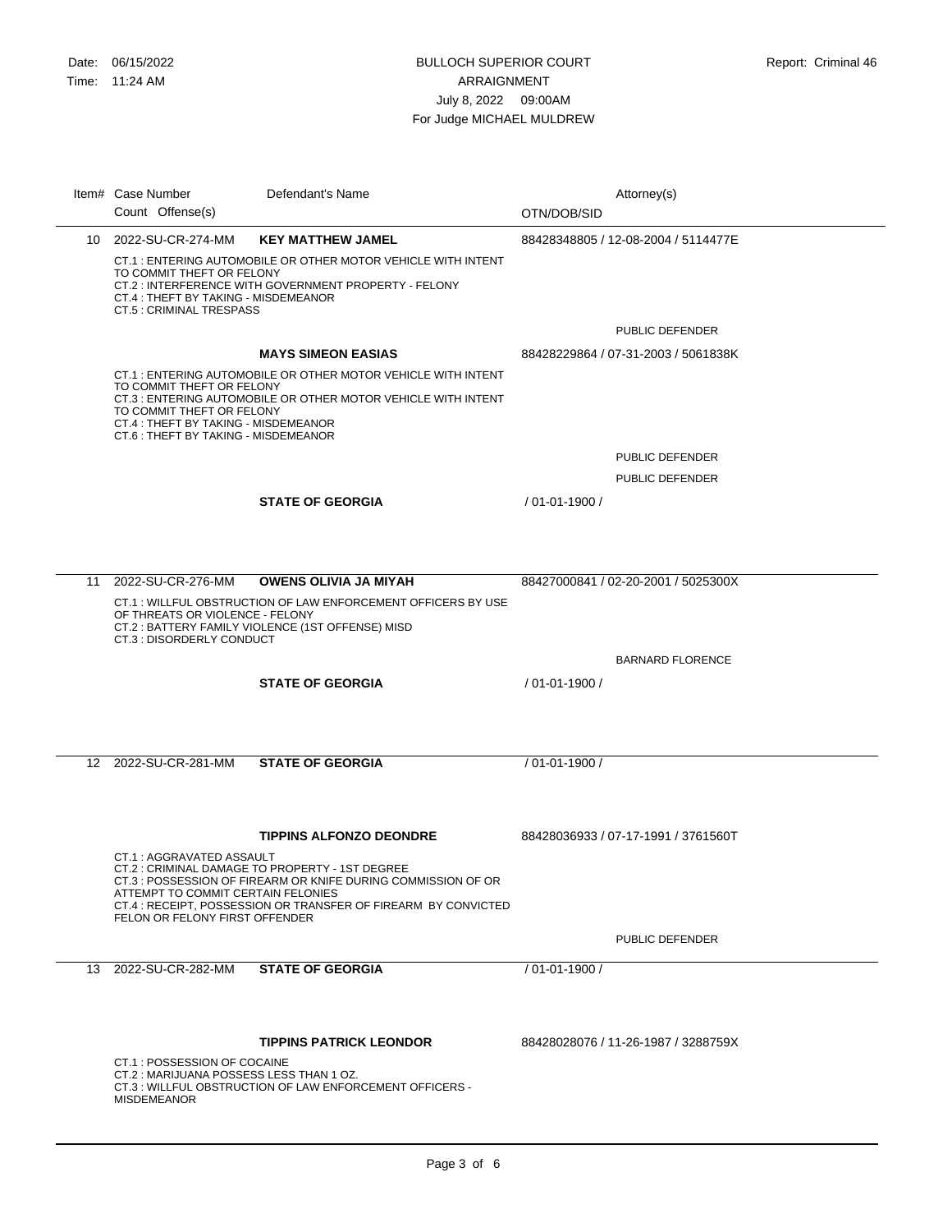Date: 06/15/2022
Time: 11:24 AM

BULLOCH SUPERIOR COURT
ARRAIGNMENT
July 8, 2022 09:00AM
For Judge MICHAEL MULDREW

Report: Criminal 46

| Item# | Case Number / Count Offense(s) | Defendant's Name | Attorney(s) / OTN/DOB/SID |
|---|---|---|---|
| 10 | 2022-SU-CR-274-MM | **KEY MATTHEW JAMEL** | 88428348805 / 12-08-2004 / 5114477E |
| | CT.1 : ENTERING AUTOMOBILE OR OTHER MOTOR VEHICLE WITH INTENT TO COMMIT THEFT OR FELONY<br>CT.2 : INTERFERENCE WITH GOVERNMENT PROPERTY - FELONY<br>CT.4 : THEFT BY TAKING - MISDEMEANOR<br>CT.5 : CRIMINAL TRESPASS | | |
| | | | PUBLIC DEFENDER |
| | | **MAYS SIMEON EASIAS** | 88428229864 / 07-31-2003 / 5061838K |
| | CT.1 : ENTERING AUTOMOBILE OR OTHER MOTOR VEHICLE WITH INTENT TO COMMIT THEFT OR FELONY<br>CT.3 : ENTERING AUTOMOBILE OR OTHER MOTOR VEHICLE WITH INTENT TO COMMIT THEFT OR FELONY<br>CT.4 : THEFT BY TAKING - MISDEMEANOR<br>CT.6 : THEFT BY TAKING - MISDEMEANOR | | |
| | | | PUBLIC DEFENDER |
| | | | PUBLIC DEFENDER |
| | | **STATE OF GEORGIA** | / 01-01-1900 / |
| 11 | 2022-SU-CR-276-MM | **OWENS OLIVIA JA MIYAH** | 88427000841 / 02-20-2001 / 5025300X |
| | CT.1 : WILLFUL OBSTRUCTION OF LAW ENFORCEMENT OFFICERS BY USE OF THREATS OR VIOLENCE - FELONY<br>CT.2 : BATTERY FAMILY VIOLENCE (1ST OFFENSE) MISD<br>CT.3 : DISORDERLY CONDUCT | | |
| | | | BARNARD FLORENCE |
| | | **STATE OF GEORGIA** | / 01-01-1900 / |
| 12 | 2022-SU-CR-281-MM | **STATE OF GEORGIA** | / 01-01-1900 / |
| | | **TIPPINS ALFONZO DEONDRE** | 88428036933 / 07-17-1991 / 3761560T |
| | CT.1 : AGGRAVATED ASSAULT<br>CT.2 : CRIMINAL DAMAGE TO PROPERTY - 1ST DEGREE<br>CT.3 : POSSESSION OF FIREARM OR KNIFE DURING COMMISSION OF OR ATTEMPT TO COMMIT CERTAIN FELONIES<br>CT.4 : RECEIPT, POSSESSION OR TRANSFER OF FIREARM BY CONVICTED FELON OR FELONY FIRST OFFENDER | | |
| | | | PUBLIC DEFENDER |
| 13 | 2022-SU-CR-282-MM | **STATE OF GEORGIA** | / 01-01-1900 / |
| | | **TIPPINS PATRICK LEONDOR** | 88428028076 / 11-26-1987 / 3288759X |
| | CT.1 : POSSESSION OF COCAINE<br>CT.2 : MARIJUANA POSSESS LESS THAN 1 OZ.<br>CT.3 : WILLFUL OBSTRUCTION OF LAW ENFORCEMENT OFFICERS - MISDEMEANOR | | |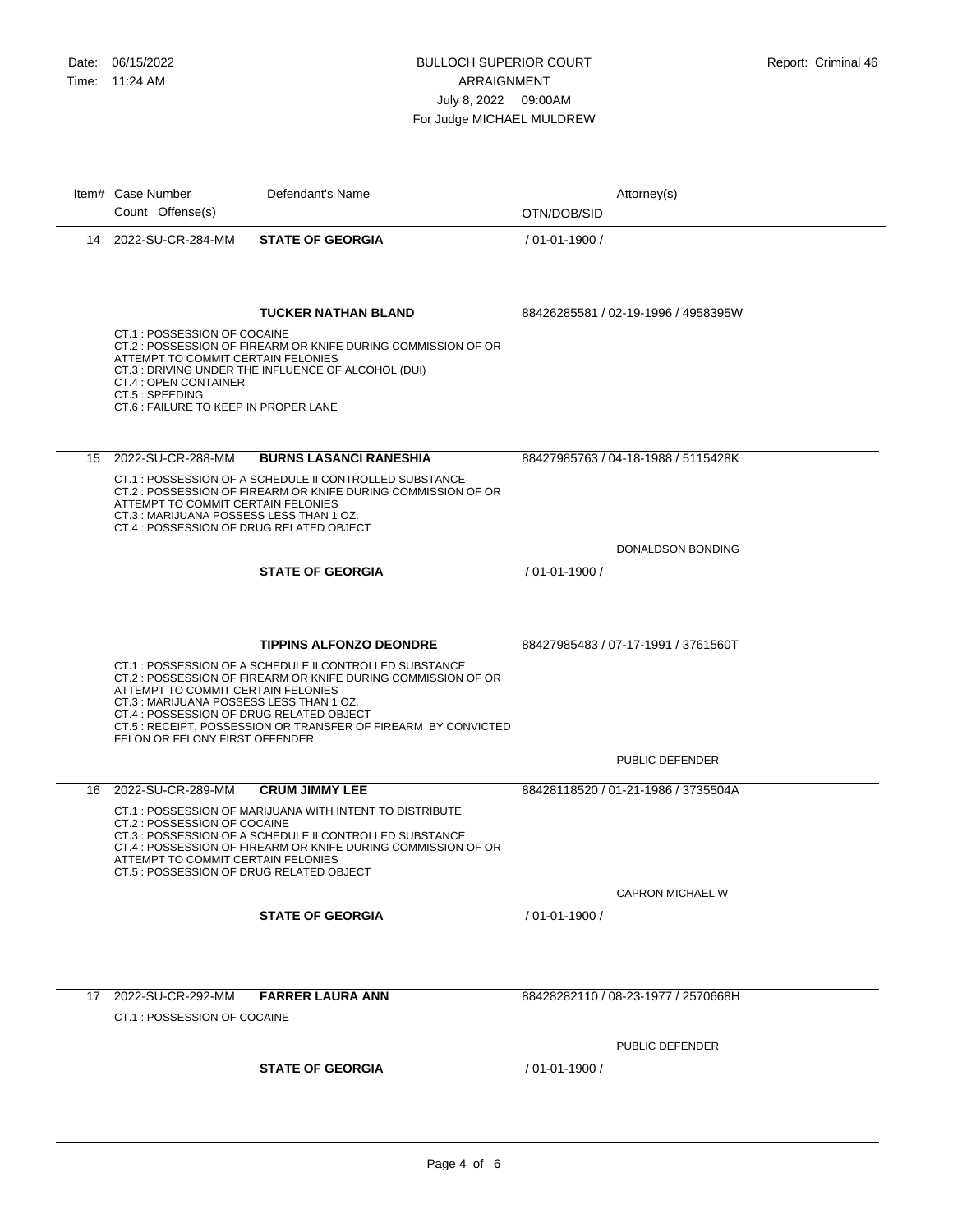BULLOCH SUPERIOR COURT
ARRAIGNMENT
July 8, 2022 09:00AM
For Judge MICHAEL MULDREW

Date: 06/15/2022
Time: 11:24 AM
Report: Criminal 46

| Item# | Case Number / Count Offense(s) | Defendant's Name | Attorney(s) / OTN/DOB/SID |
|---|---|---|---|
| 14 | 2022-SU-CR-284-MM | **STATE OF GEORGIA** | / 01-01-1900 / |
| | | **TUCKER NATHAN BLAND** | 88426285581 / 02-19-1996 / 4958395W |
| | CT.1 : POSSESSION OF COCAINE<br>CT.2 : POSSESSION OF FIREARM OR KNIFE DURING COMMISSION OF OR ATTEMPT TO COMMIT CERTAIN FELONIES<br>CT.3 : DRIVING UNDER THE INFLUENCE OF ALCOHOL (DUI)<br>CT.4 : OPEN CONTAINER<br>CT.5 : SPEEDING<br>CT.6 : FAILURE TO KEEP IN PROPER LANE | | |
| 15 | 2022-SU-CR-288-MM | **BURNS LASANCI RANESHIA** | 88427985763 / 04-18-1988 / 5115428K |
| | CT.1 : POSSESSION OF A SCHEDULE II CONTROLLED SUBSTANCE<br>CT.2 : POSSESSION OF FIREARM OR KNIFE DURING COMMISSION OF OR ATTEMPT TO COMMIT CERTAIN FELONIES<br>CT.3 : MARIJUANA POSSESS LESS THAN 1 OZ.<br>CT.4 : POSSESSION OF DRUG RELATED OBJECT | | |
| | | | DONALDSON BONDING |
| | | **STATE OF GEORGIA** | / 01-01-1900 / |
| | | **TIPPINS ALFONZO DEONDRE** | 88427985483 / 07-17-1991 / 3761560T |
| | CT.1 : POSSESSION OF A SCHEDULE II CONTROLLED SUBSTANCE<br>CT.2 : POSSESSION OF FIREARM OR KNIFE DURING COMMISSION OF OR ATTEMPT TO COMMIT CERTAIN FELONIES<br>CT.3 : MARIJUANA POSSESS LESS THAN 1 OZ.<br>CT.4 : POSSESSION OF DRUG RELATED OBJECT<br>CT.5 : RECEIPT, POSSESSION OR TRANSFER OF FIREARM BY CONVICTED FELON OR FELONY FIRST OFFENDER | | |
| | | | PUBLIC DEFENDER |
| 16 | 2022-SU-CR-289-MM | **CRUM JIMMY LEE** | 88428118520 / 01-21-1986 / 3735504A |
| | CT.1 : POSSESSION OF MARIJUANA WITH INTENT TO DISTRIBUTE<br>CT.2 : POSSESSION OF COCAINE<br>CT.3 : POSSESSION OF A SCHEDULE II CONTROLLED SUBSTANCE<br>CT.4 : POSSESSION OF FIREARM OR KNIFE DURING COMMISSION OF OR ATTEMPT TO COMMIT CERTAIN FELONIES<br>CT.5 : POSSESSION OF DRUG RELATED OBJECT | | |
| | | | CAPRON MICHAEL W |
| | | **STATE OF GEORGIA** | / 01-01-1900 / |
| 17 | 2022-SU-CR-292-MM | **FARRER LAURA ANN** | 88428282110 / 08-23-1977 / 2570668H |
| | CT.1 : POSSESSION OF COCAINE | | |
| | | | PUBLIC DEFENDER |
| | | **STATE OF GEORGIA** | / 01-01-1900 / |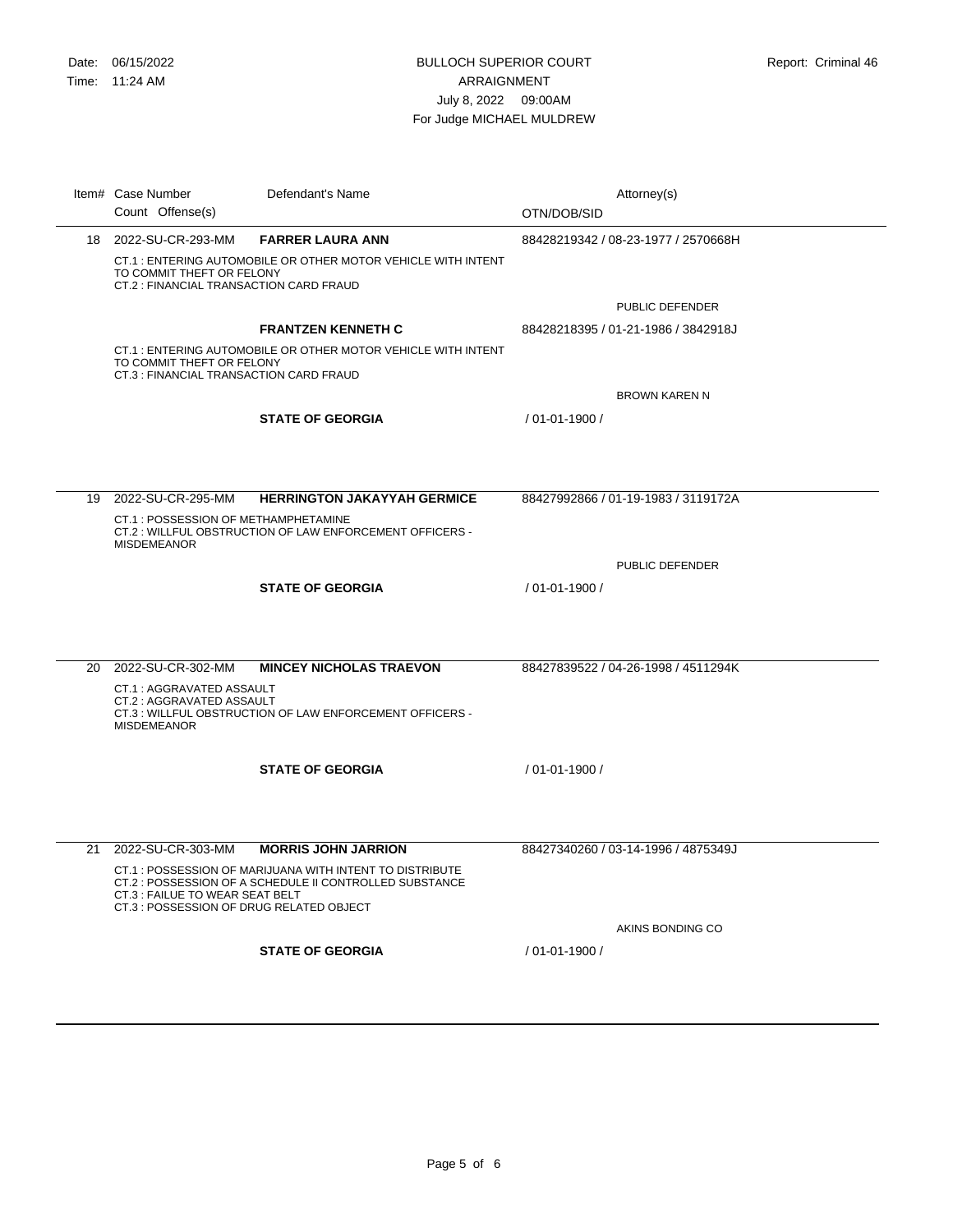Date: 06/15/2022
Time: 11:24 AM

# BULLOCH SUPERIOR COURT
## ARRAIGNMENT
July 8, 2022 09:00AM
For Judge MICHAEL MULDREW

Report: Criminal 46

| Item# | Case Number / Count Offense(s) | Defendant's Name | Attorney(s) / OTN/DOB/SID |
|---|---|---|---|
| 18 | 2022-SU-CR-293-MM | **FARRER LAURA ANN** | 88428219342 / 08-23-1977 / 2570668H |
| | CT.1 : ENTERING AUTOMOBILE OR OTHER MOTOR VEHICLE WITH INTENT TO COMMIT THEFT OR FELONY<br>CT.2 : FINANCIAL TRANSACTION CARD FRAUD | | |
| | | | PUBLIC DEFENDER |
| | | **FRANTZEN KENNETH C** | 88428218395 / 01-21-1986 / 3842918J |
| | CT.1 : ENTERING AUTOMOBILE OR OTHER MOTOR VEHICLE WITH INTENT TO COMMIT THEFT OR FELONY<br>CT.3 : FINANCIAL TRANSACTION CARD FRAUD | | |
| | | | BROWN KAREN N |
| | | **STATE OF GEORGIA** | / 01-01-1900 / |
| 19 | 2022-SU-CR-295-MM | **HERRINGTON JAKAYYAH GERMICE** | 88427992866 / 01-19-1983 / 3119172A |
| | CT.1 : POSSESSION OF METHAMPHETAMINE<br>CT.2 : WILLFUL OBSTRUCTION OF LAW ENFORCEMENT OFFICERS - MISDEMEANOR | | |
| | | | PUBLIC DEFENDER |
| | | **STATE OF GEORGIA** | / 01-01-1900 / |
| 20 | 2022-SU-CR-302-MM | **MINCEY NICHOLAS TRAEVON** | 88427839522 / 04-26-1998 / 4511294K |
| | CT.1 : AGGRAVATED ASSAULT<br>CT.2 : AGGRAVATED ASSAULT<br>CT.3 : WILLFUL OBSTRUCTION OF LAW ENFORCEMENT OFFICERS - MISDEMEANOR | | |
| | | **STATE OF GEORGIA** | / 01-01-1900 / |
| 21 | 2022-SU-CR-303-MM | **MORRIS JOHN JARRION** | 88427340260 / 03-14-1996 / 4875349J |
| | CT.1 : POSSESSION OF MARIJUANA WITH INTENT TO DISTRIBUTE<br>CT.2 : POSSESSION OF A SCHEDULE II CONTROLLED SUBSTANCE<br>CT.3 : FAILUE TO WEAR SEAT BELT<br>CT.3 : POSSESSION OF DRUG RELATED OBJECT | | |
| | | | AKINS BONDING CO |
| | | **STATE OF GEORGIA** | / 01-01-1900 / |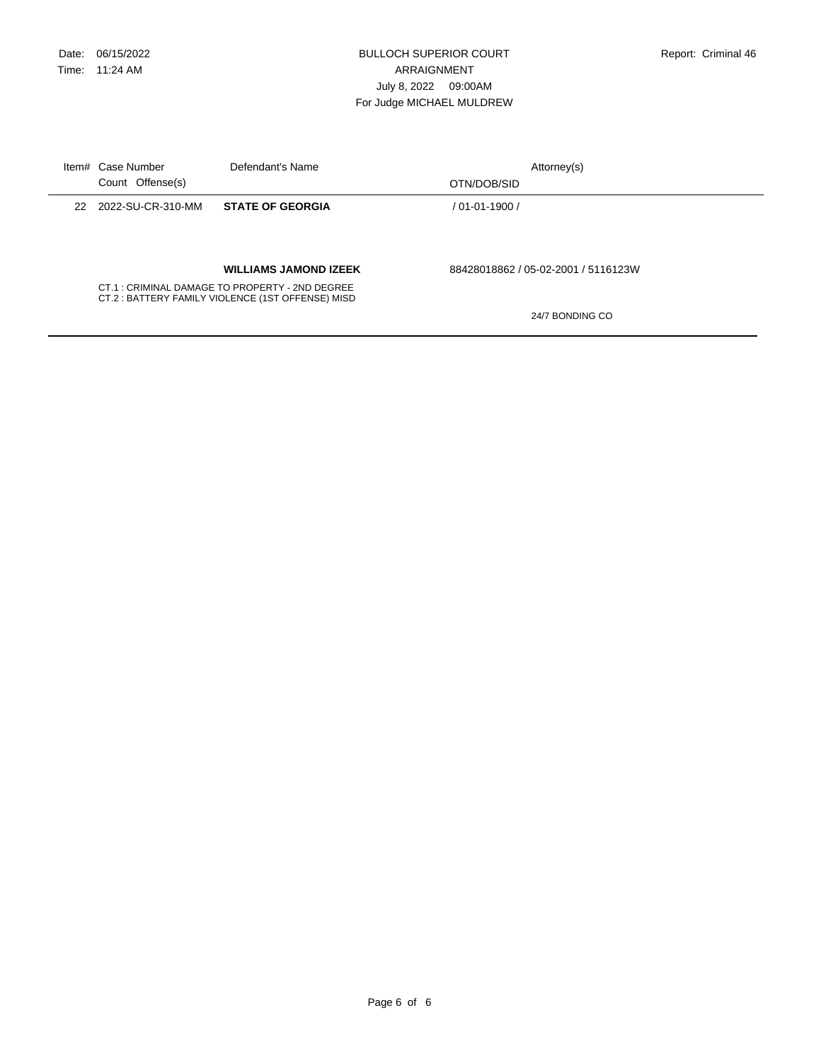Date: 06/15/2022
Time: 11:24 AM

BULLOCH SUPERIOR COURT
ARRAIGNMENT
July 8, 2022 09:00AM
For Judge MICHAEL MULDREW

Report: Criminal 46

| Item# | Case Number / Count Offense(s) | Defendant's Name | Attorney(s) / OTN/DOB/SID |
|---|---|---|---|
| 22 | 2022-SU-CR-310-MM | **STATE OF GEORGIA** | / 01-01-1900 / |
| | | **WILLIAMS JAMOND IZEEK** | 88428018862 / 05-02-2001 / 5116123W |
| | CT.1 : CRIMINAL DAMAGE TO PROPERTY - 2ND DEGREE<br>CT.2 : BATTERY FAMILY VIOLENCE (1ST OFFENSE) MISD | | 24/7 BONDING CO |